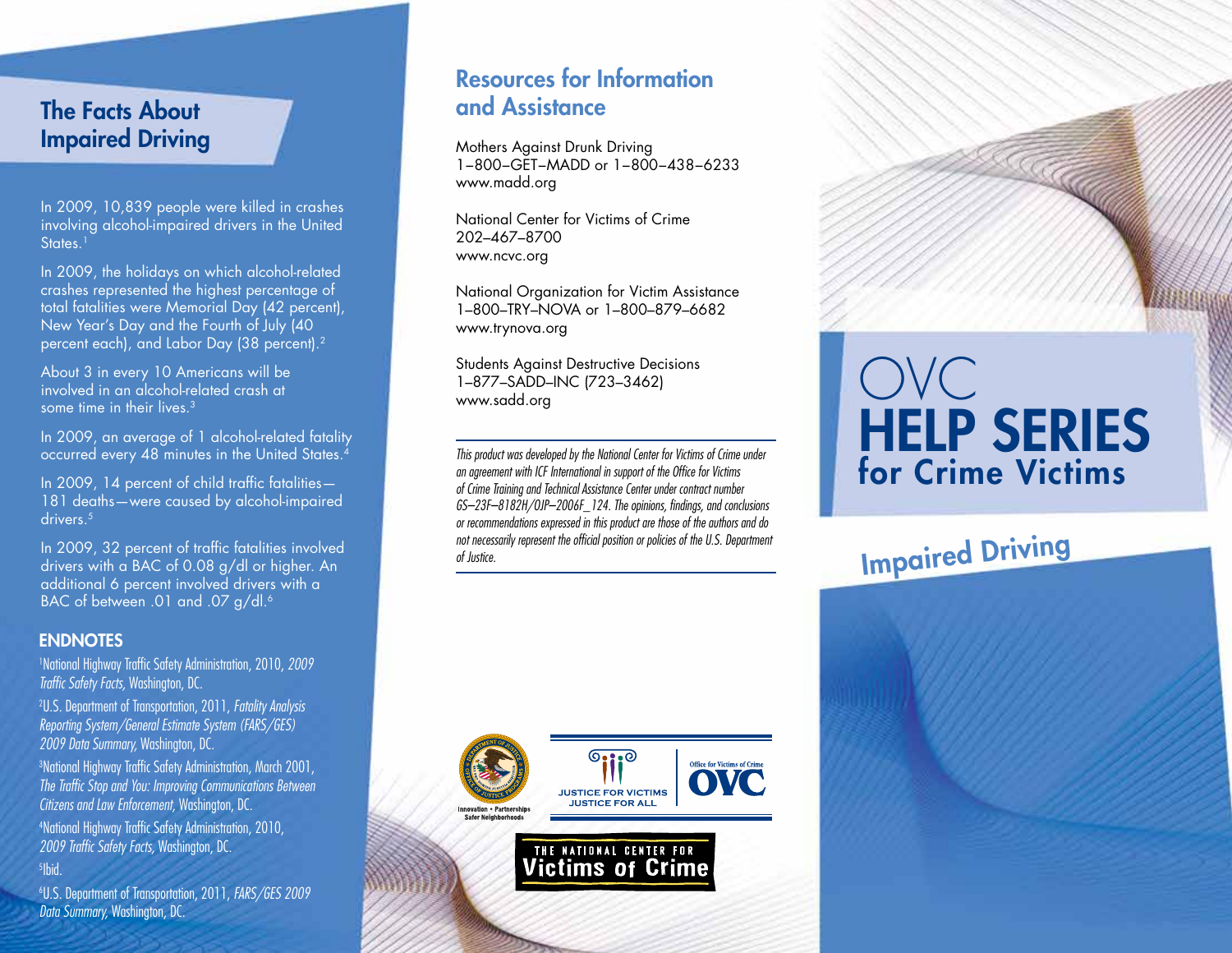## The Facts About Impaired Driving

In 2009, 10,839 people were killed in crashes involving alcohol-impaired drivers in the United States.[1]

In 2009, the holidays on which alcohol-related crashes represented the highest percentage of total fatalities were Memorial Day (42 percent), New Year's Day and the Fourth of July (40 percent each), and Labor Day (38 percent).[2]

About 3 in every 10 Americans will be involved in an alcohol-related crash at some time in their lives.[3]

In 2009, an average of 1 alcohol-related fatality occurred every 48 minutes in the United States.[4]

In 2009, 14 percent of child traffic fatalities—181 deaths—were caused by alcohol-impaired drivers.[5]

In 2009, 32 percent of traffic fatalities involved drivers with a BAC of 0.08 g/dl or higher. An additional 6 percent involved drivers with a BAC of between .01 and .07 g/dl.[6]

### ENDNOTES

[1] National Highway Traffic Safety Administration, 2010, *2009 Traffic Safety Facts,* Washington, DC.

[2] U.S. Department of Transportation, 2011, *Fatality Analysis Reporting System/General Estimate System (FARS/GES) 2009 Data Summary,* Washington, DC.

[3] National Highway Traffic Safety Administration, March 2001, *The Traffic Stop and You: Improving Communications Between Citizens and Law Enforcement,* Washington, DC.

[4] National Highway Traffic Safety Administration, 2010, *2009 Traffic Safety Facts,* Washington, DC.

[5] Ibid.

[6] U.S. Department of Transportation, 2011, *FARS/GES 2009 Data Summary,* Washington, DC.

## Resources for Information and Assistance

Mothers Against Drunk Driving
1–800–GET–MADD or 1–800–438–6233
www.madd.org

National Center for Victims of Crime
202–467–8700
www.ncvc.org

National Organization for Victim Assistance
1–800–TRY–NOVA or 1–800–879–6682
www.trynova.org

Students Against Destructive Decisions
1–877–SADD–INC (723–3462)
www.sadd.org

*This product was developed by the National Center for Victims of Crime under an agreement with ICF International in support of the Office for Victims of Crime Training and Technical Assistance Center under contract number GS–23F–8182H/OJP–2006F_124. The opinions, findings, and conclusions or recommendations expressed in this product are those of the authors and do not necessarily represent the official position or policies of the U.S. Department of Justice.*

Innovation • Partnerships • Safer Neighborhoods

JUSTICE FOR VICTIMS JUSTICE FOR ALL

Office for Victims of Crime OVC

THE NATIONAL CENTER FOR Victims of Crime

# OVC HELP SERIES for Crime Victims

## Impaired Driving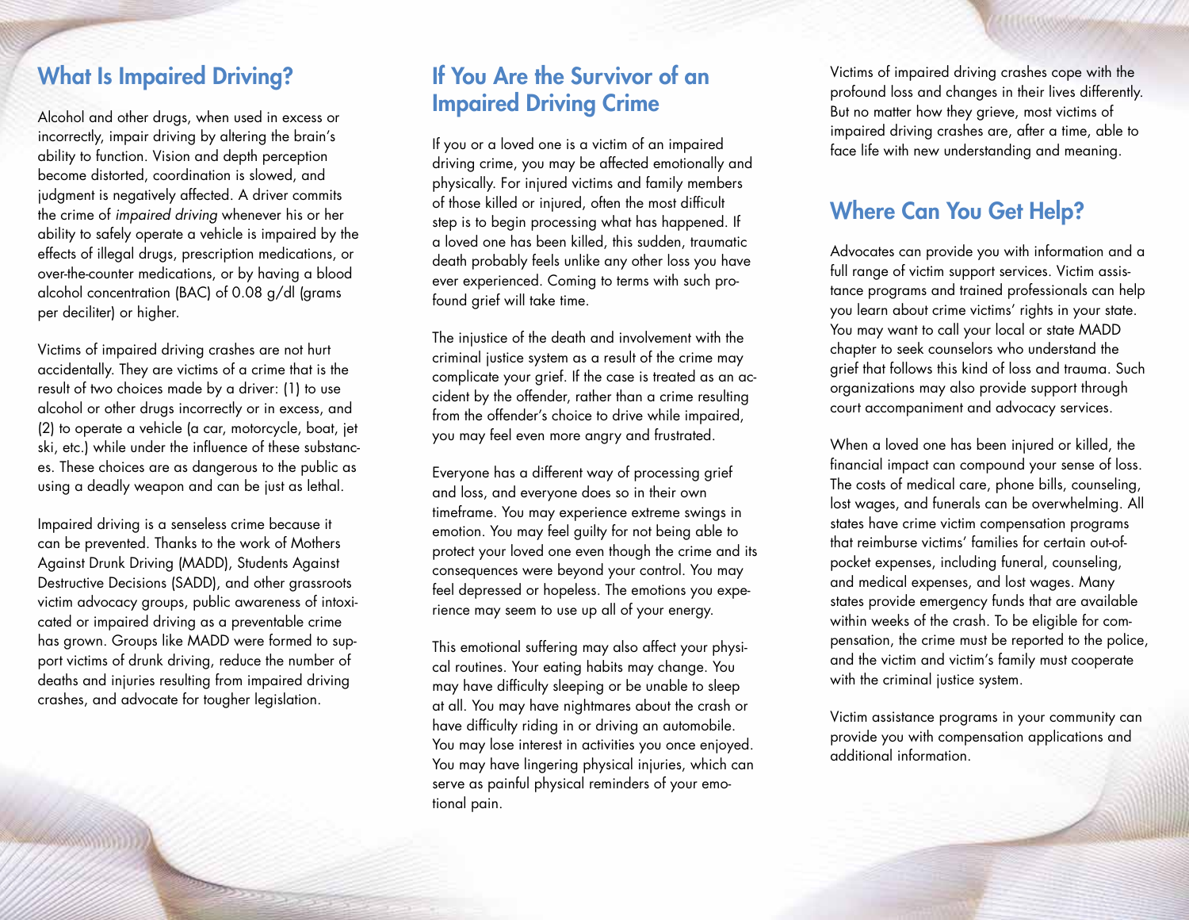## What Is Impaired Driving?

Alcohol and other drugs, when used in excess or incorrectly, impair driving by altering the brain's ability to function. Vision and depth perception become distorted, coordination is slowed, and judgment is negatively affected. A driver commits the crime of *impaired driving* whenever his or her ability to safely operate a vehicle is impaired by the effects of illegal drugs, prescription medications, or over-the-counter medications, or by having a blood alcohol concentration (BAC) of 0.08 g/dl (grams per deciliter) or higher.

Victims of impaired driving crashes are not hurt accidentally. They are victims of a crime that is the result of two choices made by a driver: (1) to use alcohol or other drugs incorrectly or in excess, and (2) to operate a vehicle (a car, motorcycle, boat, jet ski, etc.) while under the influence of these substances. These choices are as dangerous to the public as using a deadly weapon and can be just as lethal.

Impaired driving is a senseless crime because it can be prevented. Thanks to the work of Mothers Against Drunk Driving (MADD), Students Against Destructive Decisions (SADD), and other grassroots victim advocacy groups, public awareness of intoxicated or impaired driving as a preventable crime has grown. Groups like MADD were formed to support victims of drunk driving, reduce the number of deaths and injuries resulting from impaired driving crashes, and advocate for tougher legislation.

## If You Are the Survivor of an Impaired Driving Crime

If you or a loved one is a victim of an impaired driving crime, you may be affected emotionally and physically. For injured victims and family members of those killed or injured, often the most difficult step is to begin processing what has happened. If a loved one has been killed, this sudden, traumatic death probably feels unlike any other loss you have ever experienced. Coming to terms with such profound grief will take time.

The injustice of the death and involvement with the criminal justice system as a result of the crime may complicate your grief. If the case is treated as an accident by the offender, rather than a crime resulting from the offender's choice to drive while impaired, you may feel even more angry and frustrated.

Everyone has a different way of processing grief and loss, and everyone does so in their own timeframe. You may experience extreme swings in emotion. You may feel guilty for not being able to protect your loved one even though the crime and its consequences were beyond your control. You may feel depressed or hopeless. The emotions you experience may seem to use up all of your energy.

This emotional suffering may also affect your physical routines. Your eating habits may change. You may have difficulty sleeping or be unable to sleep at all. You may have nightmares about the crash or have difficulty riding in or driving an automobile. You may lose interest in activities you once enjoyed. You may have lingering physical injuries, which can serve as painful physical reminders of your emotional pain.

Victims of impaired driving crashes cope with the profound loss and changes in their lives differently. But no matter how they grieve, most victims of impaired driving crashes are, after a time, able to face life with new understanding and meaning.

## Where Can You Get Help?

Advocates can provide you with information and a full range of victim support services. Victim assistance programs and trained professionals can help you learn about crime victims' rights in your state. You may want to call your local or state MADD chapter to seek counselors who understand the grief that follows this kind of loss and trauma. Such organizations may also provide support through court accompaniment and advocacy services.

When a loved one has been injured or killed, the financial impact can compound your sense of loss. The costs of medical care, phone bills, counseling, lost wages, and funerals can be overwhelming. All states have crime victim compensation programs that reimburse victims' families for certain out-of-pocket expenses, including funeral, counseling, and medical expenses, and lost wages. Many states provide emergency funds that are available within weeks of the crash. To be eligible for compensation, the crime must be reported to the police, and the victim and victim's family must cooperate with the criminal justice system.

Victim assistance programs in your community can provide you with compensation applications and additional information.